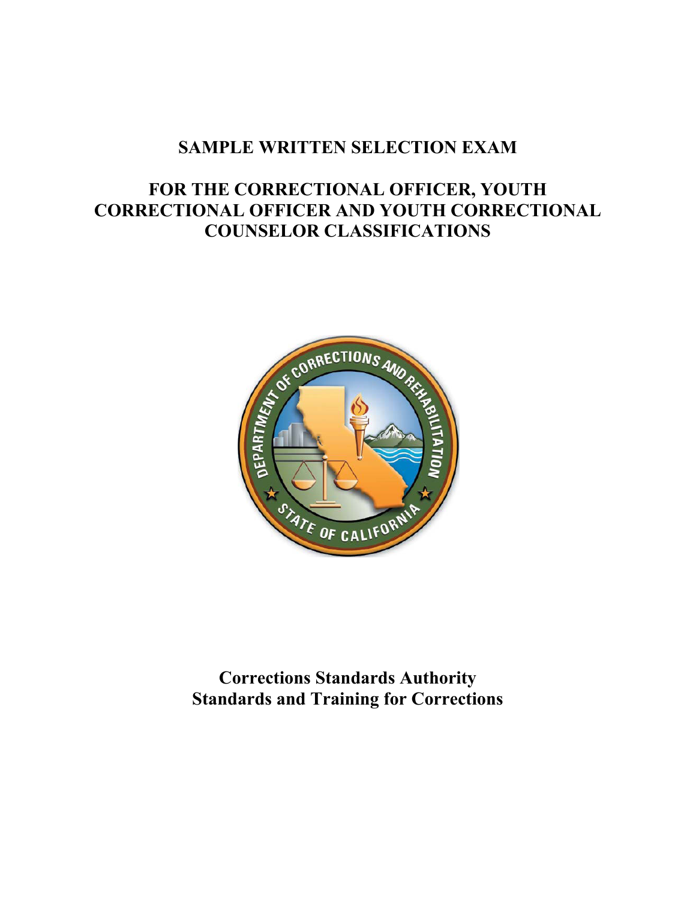# SAMPLE WRITTEN SELECTION EXAM

# FOR THE CORRECTIONAL OFFICER, YOUTH CORRECTIONAL OFFICER AND YOUTH CORRECTIONAL COUNSELOR CLASSIFICATIONS

**Corrections Standards Authority**
**Standards and Training for Corrections**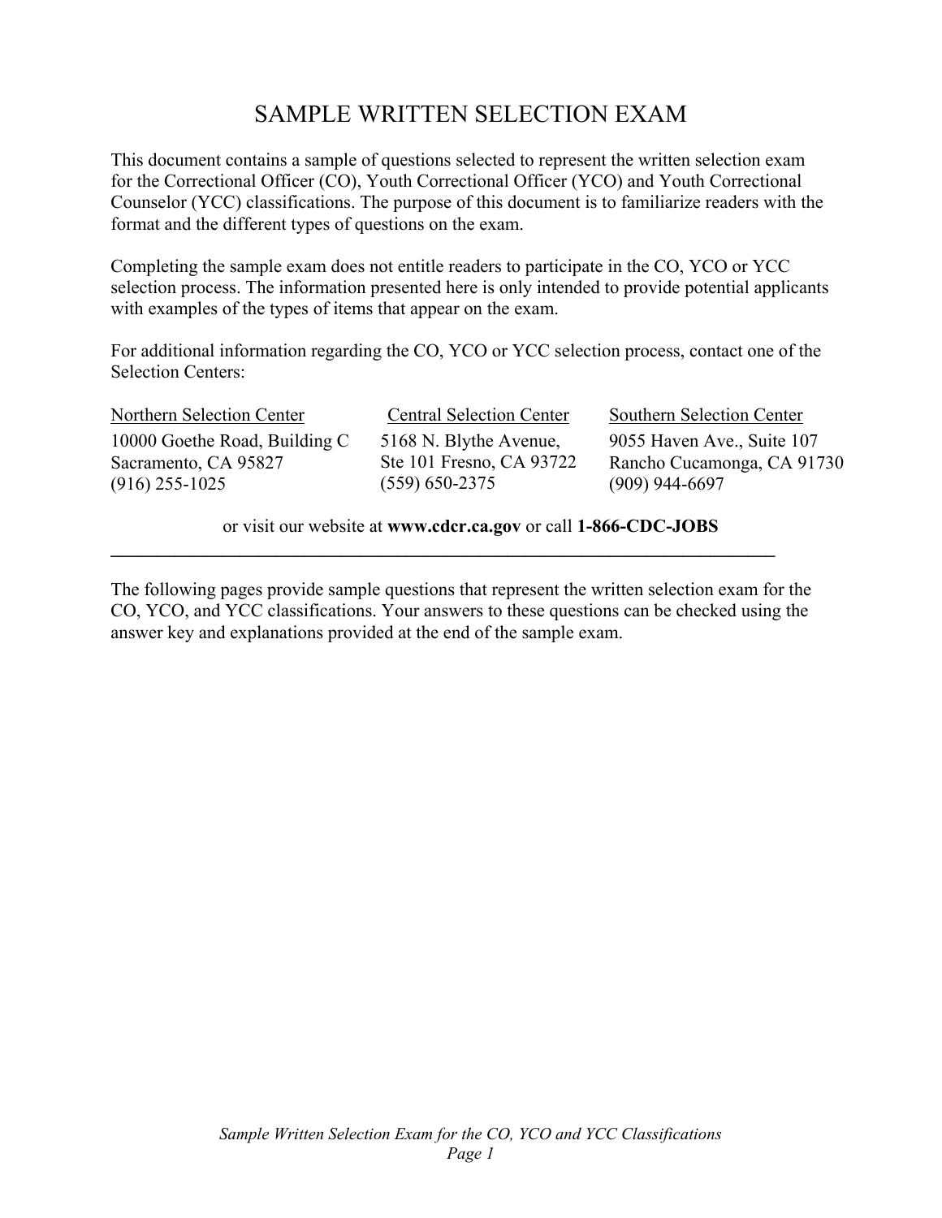# SAMPLE WRITTEN SELECTION EXAM

This document contains a sample of questions selected to represent the written selection exam for the Correctional Officer (CO), Youth Correctional Officer (YCO) and Youth Correctional Counselor (YCC) classifications. The purpose of this document is to familiarize readers with the format and the different types of questions on the exam.

Completing the sample exam does not entitle readers to participate in the CO, YCO or YCC selection process. The information presented here is only intended to provide potential applicants with examples of the types of items that appear on the exam.

For additional information regarding the CO, YCO or YCC selection process, contact one of the Selection Centers:

| Northern Selection Center | Central Selection Center | Southern Selection Center |
|---|---|---|
| 10000 Goethe Road, Building C<br>Sacramento, CA 95827<br>(916) 255-1025 | 5168 N. Blythe Avenue,<br>Ste 101 Fresno, CA 93722<br>(559) 650-2375 | 9055 Haven Ave., Suite 107<br>Rancho Cucamonga, CA 91730<br>(909) 944-6697 |

or visit our website at **www.cdcr.ca.gov** or call **1-866-CDC-JOBS**

---

The following pages provide sample questions that represent the written selection exam for the CO, YCO, and YCC classifications. Your answers to these questions can be checked using the answer key and explanations provided at the end of the sample exam.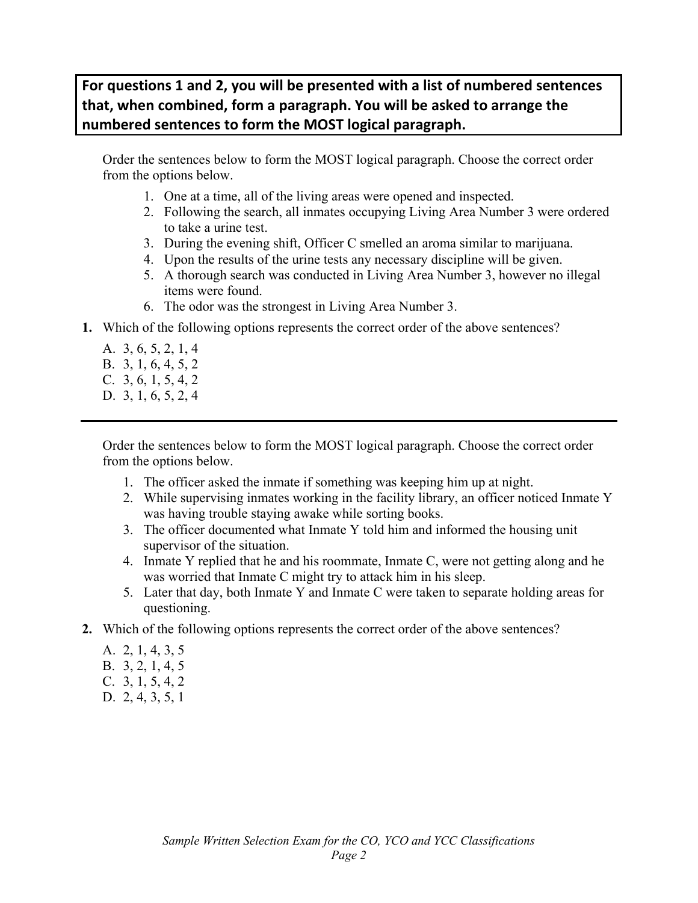**For questions 1 and 2, you will be presented with a list of numbered sentences that, when combined, form a paragraph. You will be asked to arrange the numbered sentences to form the MOST logical paragraph.**

Order the sentences below to form the MOST logical paragraph. Choose the correct order from the options below.

1. One at a time, all of the living areas were opened and inspected.
2. Following the search, all inmates occupying Living Area Number 3 were ordered to take a urine test.
3. During the evening shift, Officer C smelled an aroma similar to marijuana.
4. Upon the results of the urine tests any necessary discipline will be given.
5. A thorough search was conducted in Living Area Number 3, however no illegal items were found.
6. The odor was the strongest in Living Area Number 3.

**1.** Which of the following options represents the correct order of the above sentences?

A. 3, 6, 5, 2, 1, 4
B. 3, 1, 6, 4, 5, 2
C. 3, 6, 1, 5, 4, 2
D. 3, 1, 6, 5, 2, 4

---

Order the sentences below to form the MOST logical paragraph. Choose the correct order from the options below.

1. The officer asked the inmate if something was keeping him up at night.
2. While supervising inmates working in the facility library, an officer noticed Inmate Y was having trouble staying awake while sorting books.
3. The officer documented what Inmate Y told him and informed the housing unit supervisor of the situation.
4. Inmate Y replied that he and his roommate, Inmate C, were not getting along and he was worried that Inmate C might try to attack him in his sleep.
5. Later that day, both Inmate Y and Inmate C were taken to separate holding areas for questioning.

**2.** Which of the following options represents the correct order of the above sentences?

A. 2, 1, 4, 3, 5
B. 3, 2, 1, 4, 5
C. 3, 1, 5, 4, 2
D. 2, 4, 3, 5, 1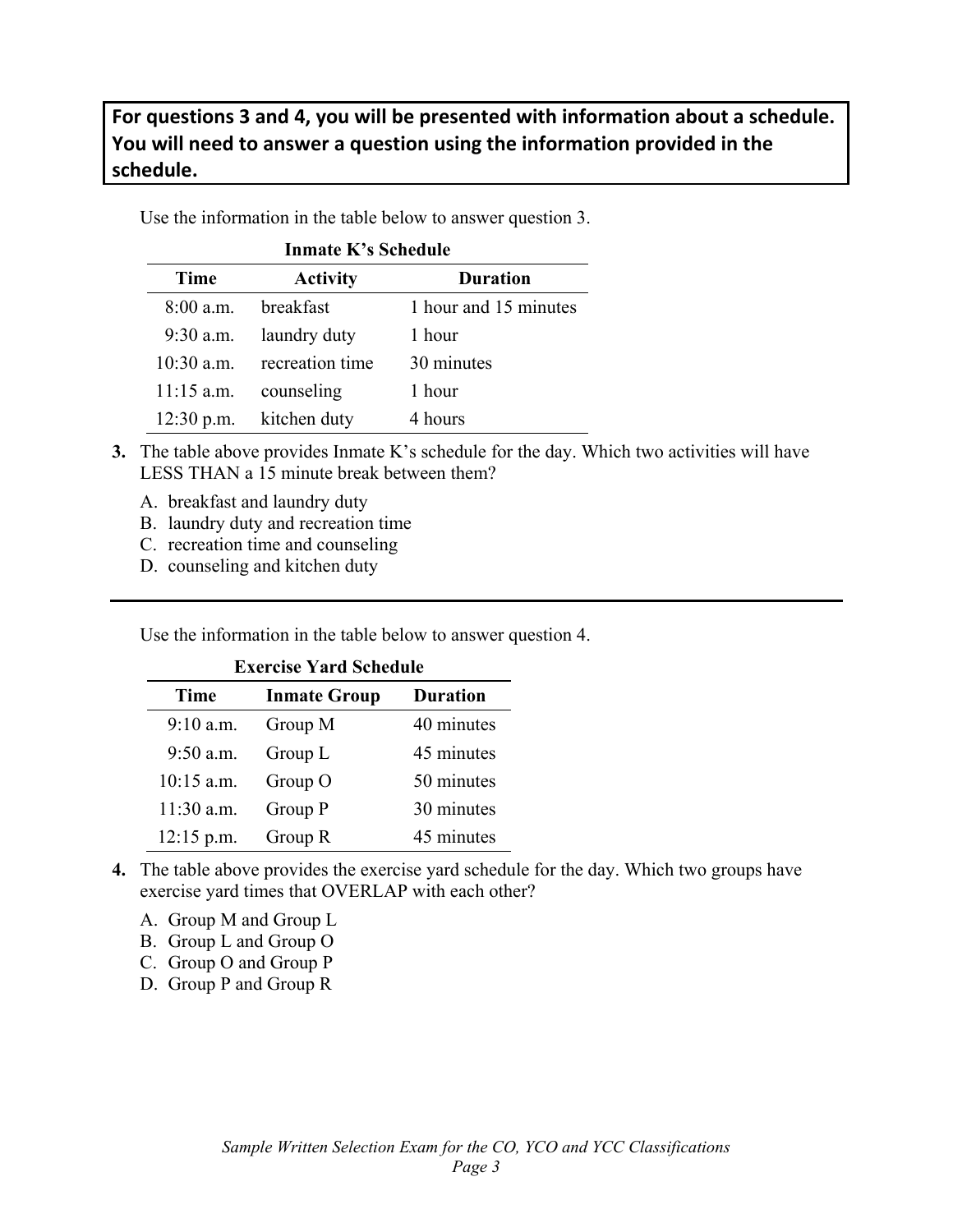**For questions 3 and 4, you will be presented with information about a schedule. You will need to answer a question using the information provided in the schedule.**

Use the information in the table below to answer question 3.

**Inmate K's Schedule**

| Time | Activity | Duration |
|---|---|---|
| 8:00 a.m. | breakfast | 1 hour and 15 minutes |
| 9:30 a.m. | laundry duty | 1 hour |
| 10:30 a.m. | recreation time | 30 minutes |
| 11:15 a.m. | counseling | 1 hour |
| 12:30 p.m. | kitchen duty | 4 hours |

**3.** The table above provides Inmate K's schedule for the day. Which two activities will have LESS THAN a 15 minute break between them?

A. breakfast and laundry duty
B. laundry duty and recreation time
C. recreation time and counseling
D. counseling and kitchen duty

---

Use the information in the table below to answer question 4.

**Exercise Yard Schedule**

| Time | Inmate Group | Duration |
|---|---|---|
| 9:10 a.m. | Group M | 40 minutes |
| 9:50 a.m. | Group L | 45 minutes |
| 10:15 a.m. | Group O | 50 minutes |
| 11:30 a.m. | Group P | 30 minutes |
| 12:15 p.m. | Group R | 45 minutes |

**4.** The table above provides the exercise yard schedule for the day. Which two groups have exercise yard times that OVERLAP with each other?

A. Group M and Group L
B. Group L and Group O
C. Group O and Group P
D. Group P and Group R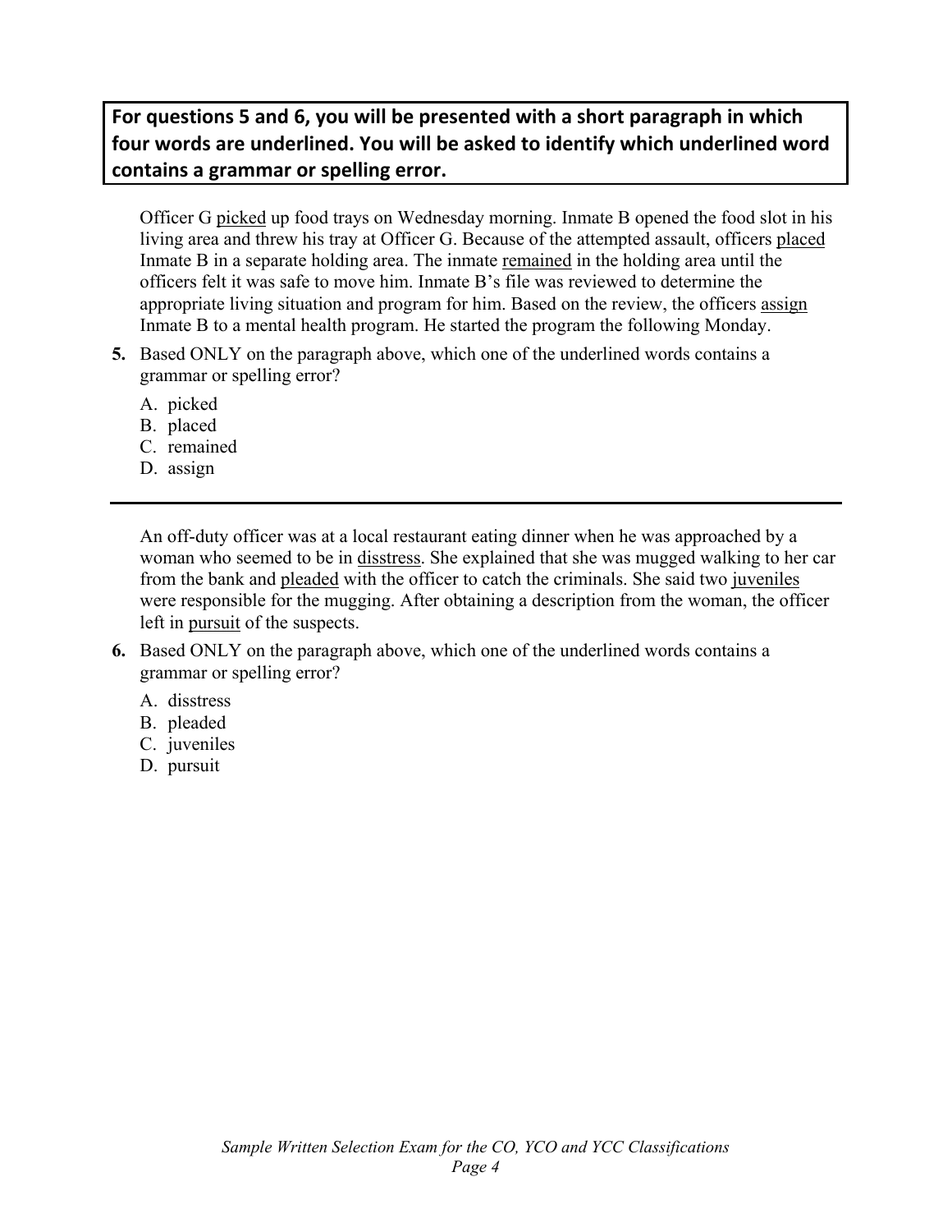**For questions 5 and 6, you will be presented with a short paragraph in which four words are underlined. You will be asked to identify which underlined word contains a grammar or spelling error.**

Officer G <u>picked</u> up food trays on Wednesday morning. Inmate B opened the food slot in his living area and threw his tray at Officer G. Because of the attempted assault, officers <u>placed</u> Inmate B in a separate holding area. The inmate <u>remained</u> in the holding area until the officers felt it was safe to move him. Inmate B's file was reviewed to determine the appropriate living situation and program for him. Based on the review, the officers <u>assign</u> Inmate B to a mental health program. He started the program the following Monday.

**5.** Based ONLY on the paragraph above, which one of the underlined words contains a grammar or spelling error?

A. picked
B. placed
C. remained
D. assign

---

An off-duty officer was at a local restaurant eating dinner when he was approached by a woman who seemed to be in <u>disstress</u>. She explained that she was mugged walking to her car from the bank and <u>pleaded</u> with the officer to catch the criminals. She said two <u>juveniles</u> were responsible for the mugging. After obtaining a description from the woman, the officer left in <u>pursuit</u> of the suspects.

**6.** Based ONLY on the paragraph above, which one of the underlined words contains a grammar or spelling error?

A. disstress
B. pleaded
C. juveniles
D. pursuit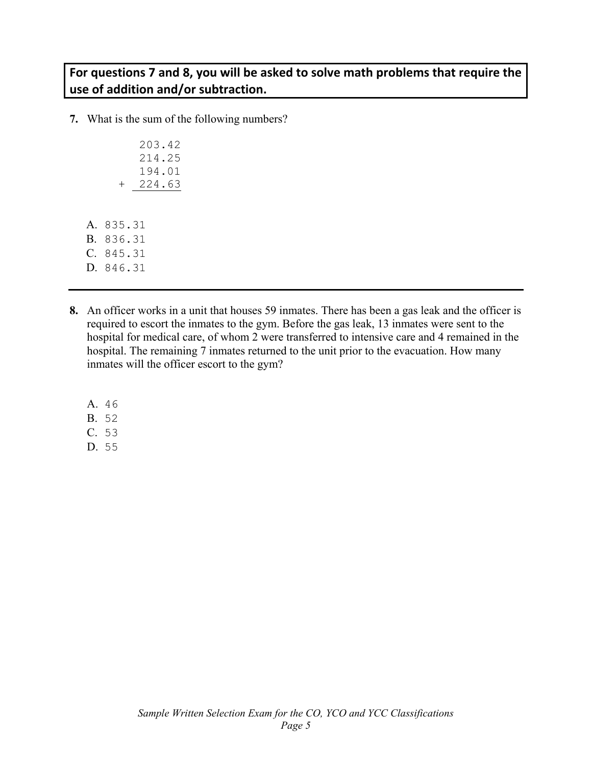**For questions 7 and 8, you will be asked to solve math problems that require the use of addition and/or subtraction.**

**7.** What is the sum of the following numbers?

```
    203.42
    214.25
    194.01
 +  224.63
```

A. 835.31
B. 836.31
C. 845.31
D. 846.31

---

**8.** An officer works in a unit that houses 59 inmates. There has been a gas leak and the officer is required to escort the inmates to the gym. Before the gas leak, 13 inmates were sent to the hospital for medical care, of whom 2 were transferred to intensive care and 4 remained in the hospital. The remaining 7 inmates returned to the unit prior to the evacuation. How many inmates will the officer escort to the gym?

A. 46
B. 52
C. 53
D. 55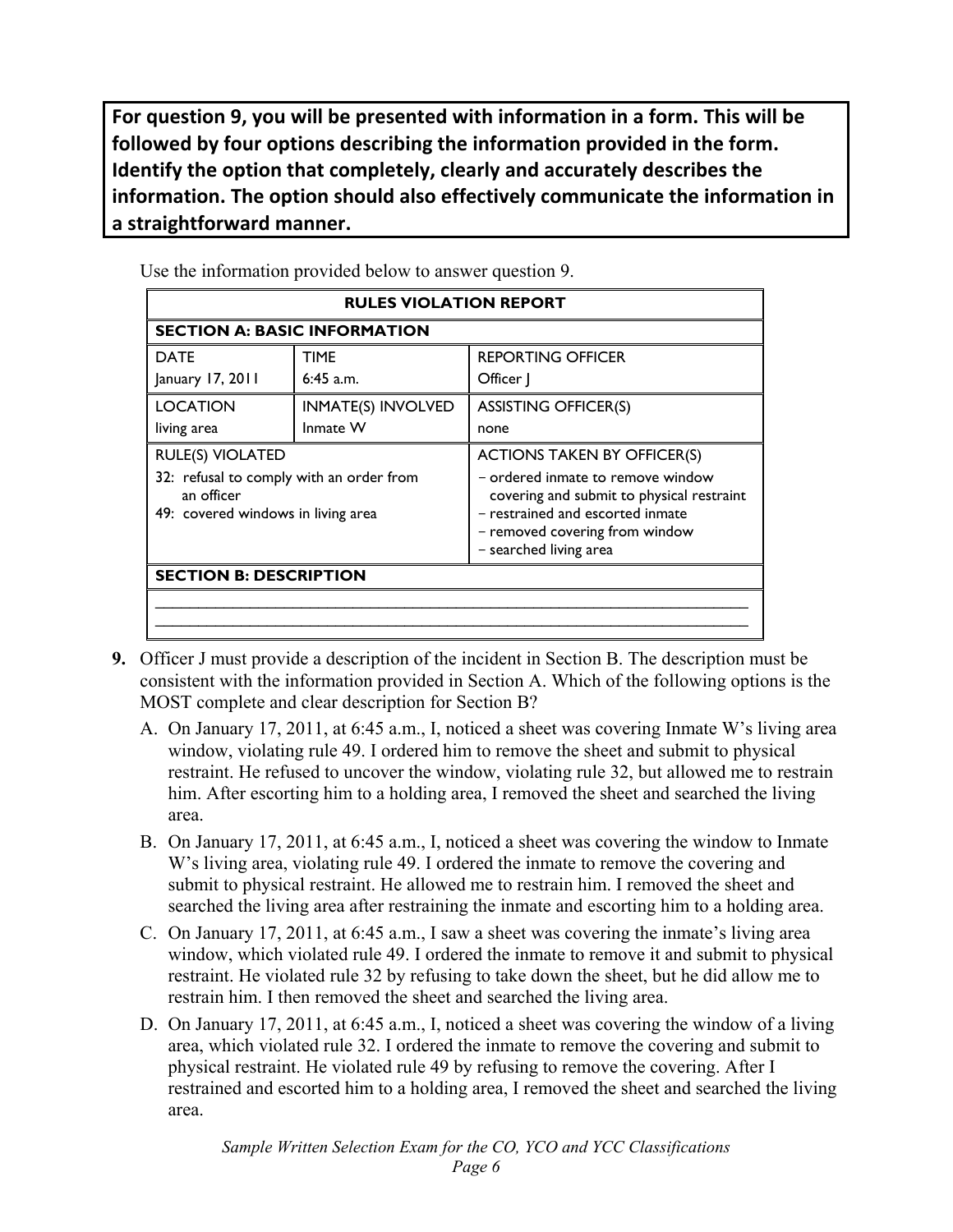**For question 9, you will be presented with information in a form. This will be followed by four options describing the information provided in the form. Identify the option that completely, clearly and accurately describes the information. The option should also effectively communicate the information in a straightforward manner.**

Use the information provided below to answer question 9.

| **RULES VIOLATION REPORT** | | |
|---|---|---|
| **SECTION A: BASIC INFORMATION** | | |
| DATE<br>January 17, 2011 | TIME<br>6:45 a.m. | REPORTING OFFICER<br>Officer J |
| LOCATION<br>living area | INMATE(S) INVOLVED<br>Inmate W | ASSISTING OFFICER(S)<br>none |
| RULE(S) VIOLATED<br>32: refusal to comply with an order from an officer<br>49: covered windows in living area | | ACTIONS TAKEN BY OFFICER(S)<br>– ordered inmate to remove window covering and submit to physical restraint<br>– restrained and escorted inmate<br>– removed covering from window<br>– searched living area |
| **SECTION B: DESCRIPTION** | | |
| ______________________________ | | |

**9.** Officer J must provide a description of the incident in Section B. The description must be consistent with the information provided in Section A. Which of the following options is the MOST complete and clear description for Section B?

A. On January 17, 2011, at 6:45 a.m., I, noticed a sheet was covering Inmate W's living area window, violating rule 49. I ordered him to remove the sheet and submit to physical restraint. He refused to uncover the window, violating rule 32, but allowed me to restrain him. After escorting him to a holding area, I removed the sheet and searched the living area.

B. On January 17, 2011, at 6:45 a.m., I, noticed a sheet was covering the window to Inmate W's living area, violating rule 49. I ordered the inmate to remove the covering and submit to physical restraint. He allowed me to restrain him. I removed the sheet and searched the living area after restraining the inmate and escorting him to a holding area.

C. On January 17, 2011, at 6:45 a.m., I saw a sheet was covering the inmate's living area window, which violated rule 49. I ordered the inmate to remove it and submit to physical restraint. He violated rule 32 by refusing to take down the sheet, but he did allow me to restrain him. I then removed the sheet and searched the living area.

D. On January 17, 2011, at 6:45 a.m., I, noticed a sheet was covering the window of a living area, which violated rule 32. I ordered the inmate to remove the covering and submit to physical restraint. He violated rule 49 by refusing to remove the covering. After I restrained and escorted him to a holding area, I removed the sheet and searched the living area.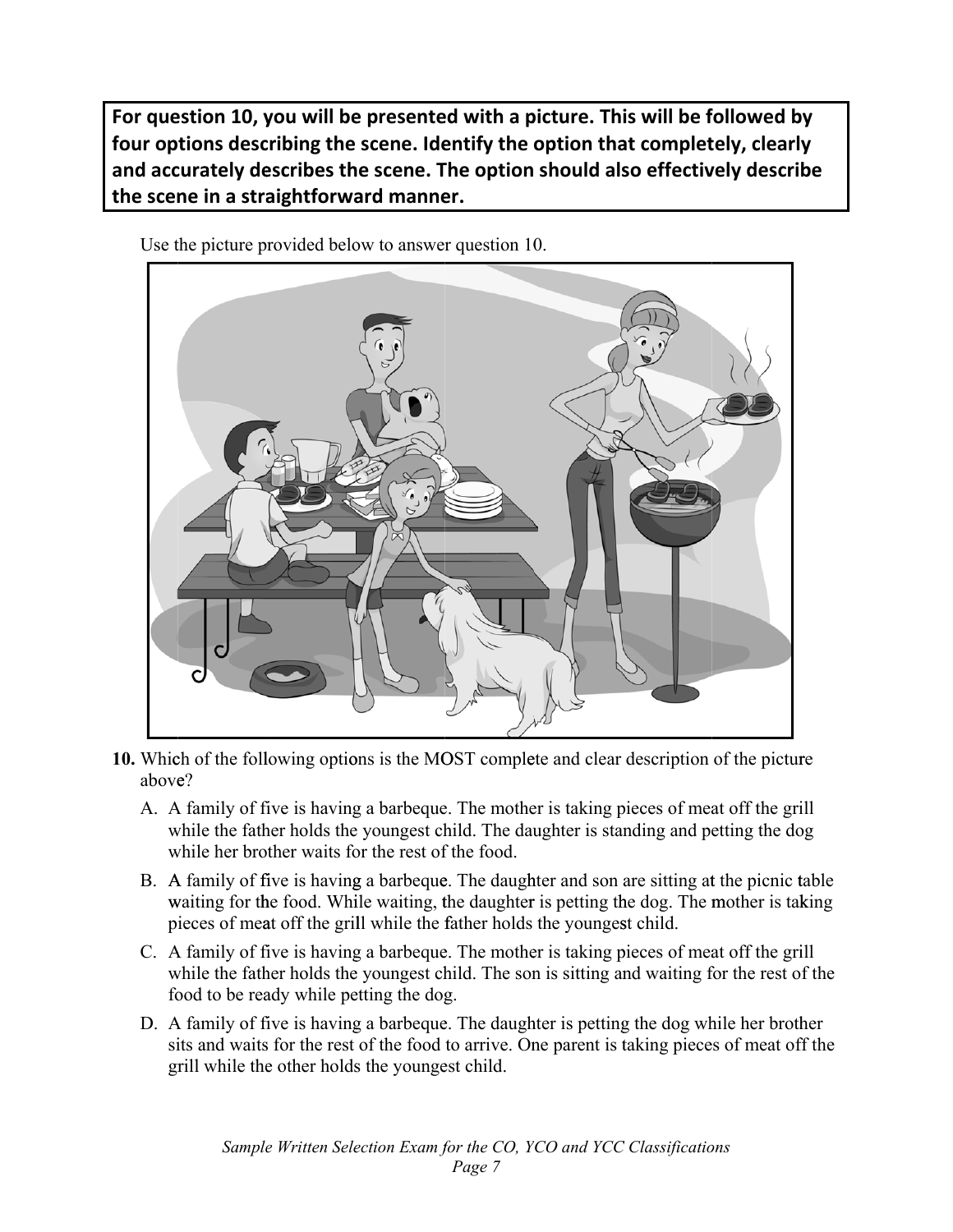**For question 10, you will be presented with a picture. This will be followed by four options describing the scene. Identify the option that completely, clearly and accurately describes the scene. The option should also effectively describe the scene in a straightforward manner.**

Use the picture provided below to answer question 10.

**10.** Which of the following options is the MOST complete and clear description of the picture above?

A. A family of five is having a barbeque. The mother is taking pieces of meat off the grill while the father holds the youngest child. The daughter is standing and petting the dog while her brother waits for the rest of the food.

B. A family of five is having a barbeque. The daughter and son are sitting at the picnic table waiting for the food. While waiting, the daughter is petting the dog. The mother is taking pieces of meat off the grill while the father holds the youngest child.

C. A family of five is having a barbeque. The mother is taking pieces of meat off the grill while the father holds the youngest child. The son is sitting and waiting for the rest of the food to be ready while petting the dog.

D. A family of five is having a barbeque. The daughter is petting the dog while her brother sits and waits for the rest of the food to arrive. One parent is taking pieces of meat off the grill while the other holds the youngest child.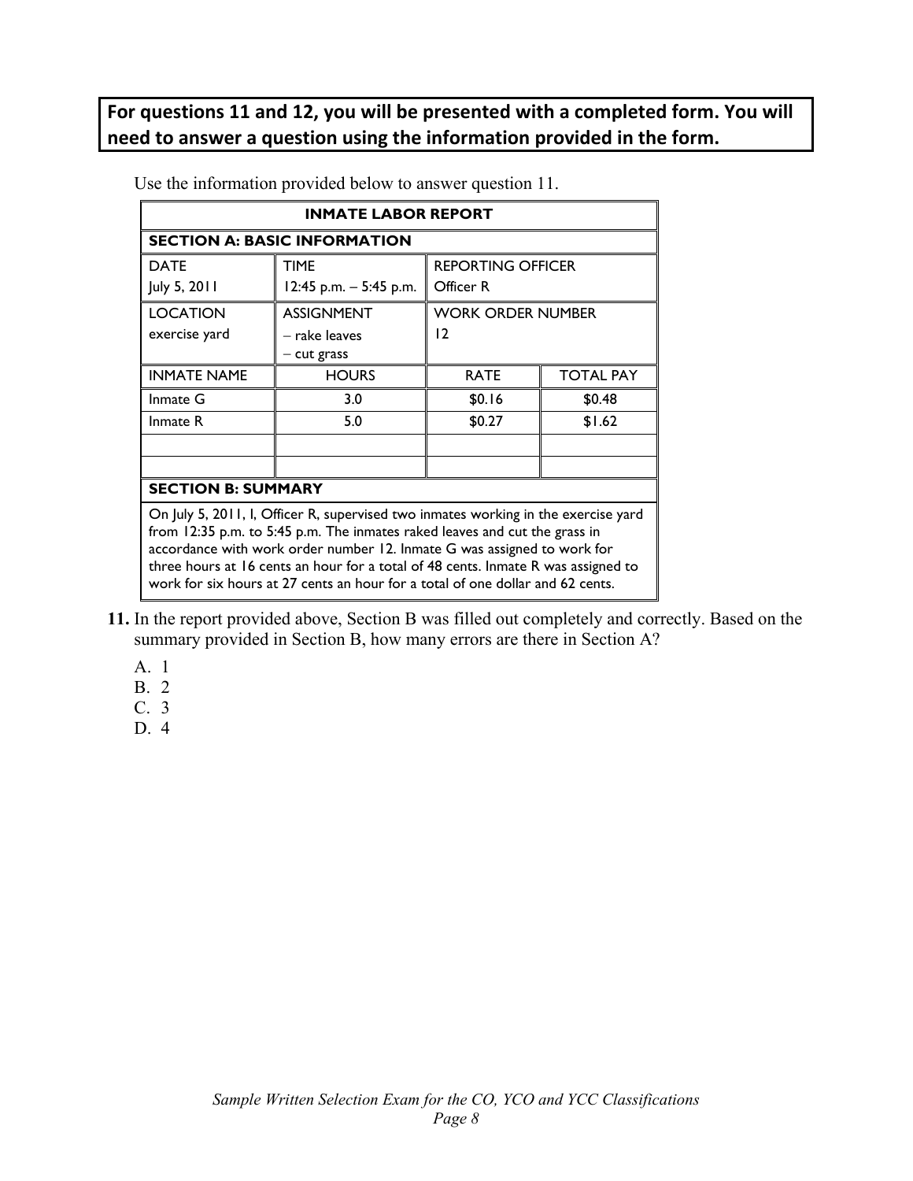**For questions 11 and 12, you will be presented with a completed form. You will need to answer a question using the information provided in the form.**

Use the information provided below to answer question 11.

| INMATE LABOR REPORT | | | |
|---|---|---|---|
| **SECTION A: BASIC INFORMATION** | | | |
| DATE<br>July 5, 2011 | TIME<br>12:45 p.m. – 5:45 p.m. | REPORTING OFFICER<br>Officer R | |
| LOCATION<br>exercise yard | ASSIGNMENT<br>– rake leaves<br>– cut grass | WORK ORDER NUMBER<br>12 | |
| INMATE NAME | HOURS | RATE | TOTAL PAY |
| Inmate G | 3.0 | $0.16 | $0.48 |
| Inmate R | 5.0 | $0.27 | $1.62 |
| | | | |
| | | | |
| **SECTION B: SUMMARY** | | | |
| On July 5, 2011, I, Officer R, supervised two inmates working in the exercise yard from 12:35 p.m. to 5:45 p.m. The inmates raked leaves and cut the grass in accordance with work order number 12. Inmate G was assigned to work for three hours at 16 cents an hour for a total of 48 cents. Inmate R was assigned to work for six hours at 27 cents an hour for a total of one dollar and 62 cents. | | | |

**11.** In the report provided above, Section B was filled out completely and correctly. Based on the summary provided in Section B, how many errors are there in Section A?

A. 1
B. 2
C. 3
D. 4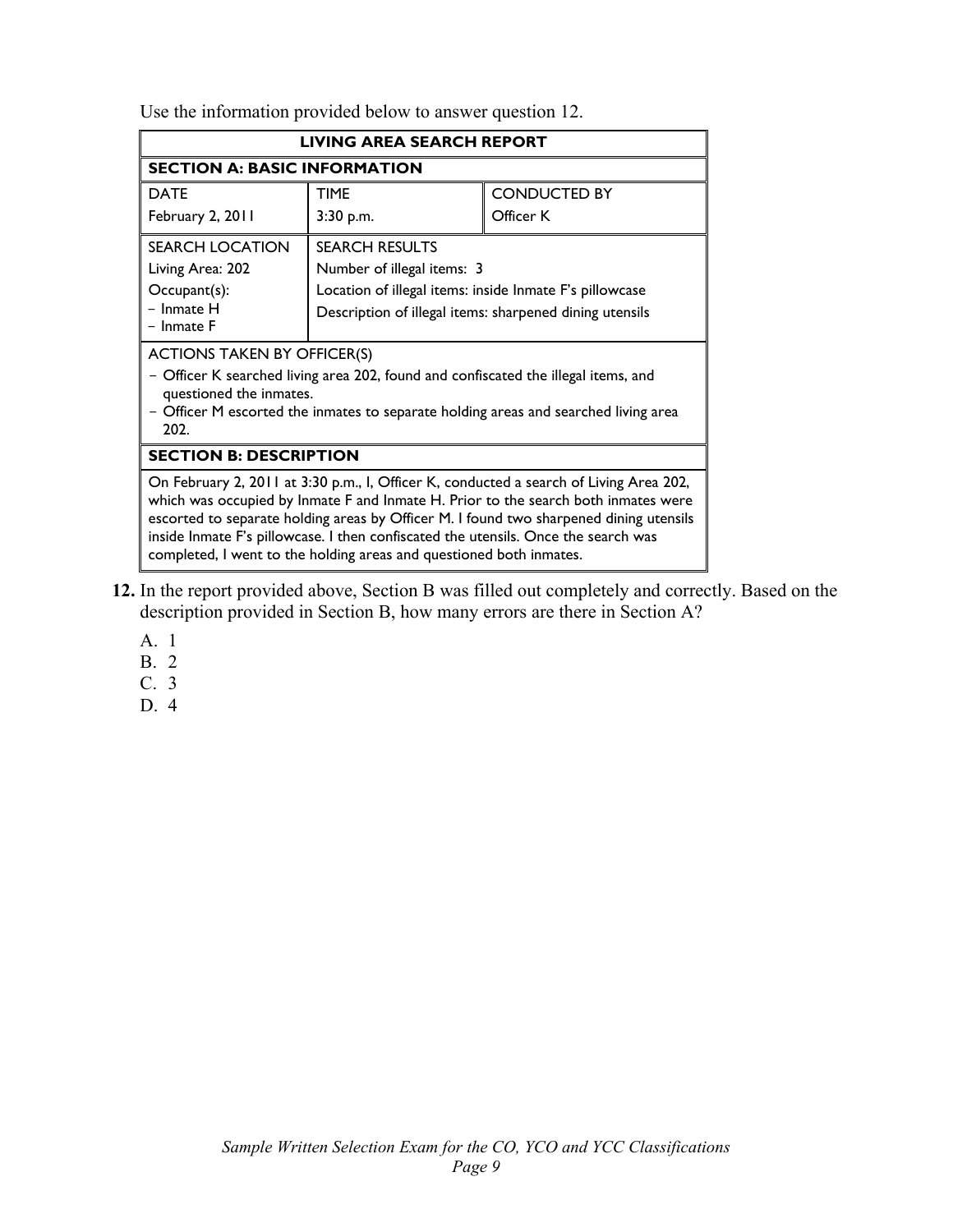Use the information provided below to answer question 12.

| LIVING AREA SEARCH REPORT | | |
|---|---|---|
| **SECTION A: BASIC INFORMATION** | | |
| DATE<br>February 2, 2011 | TIME<br>3:30 p.m. | CONDUCTED BY<br>Officer K |
| SEARCH LOCATION<br>Living Area: 202<br>Occupant(s):<br>– Inmate H<br>– Inmate F | SEARCH RESULTS<br>Number of illegal items: 3<br>Location of illegal items: inside Inmate F's pillowcase<br>Description of illegal items: sharpened dining utensils | |
| ACTIONS TAKEN BY OFFICER(S)<br>– Officer K searched living area 202, found and confiscated the illegal items, and questioned the inmates.<br>– Officer M escorted the inmates to separate holding areas and searched living area 202. | | |
| **SECTION B: DESCRIPTION** | | |
| On February 2, 2011 at 3:30 p.m., I, Officer K, conducted a search of Living Area 202, which was occupied by Inmate F and Inmate H. Prior to the search both inmates were escorted to separate holding areas by Officer M. I found two sharpened dining utensils inside Inmate F's pillowcase. I then confiscated the utensils. Once the search was completed, I went to the holding areas and questioned both inmates. | | |

**12.** In the report provided above, Section B was filled out completely and correctly. Based on the description provided in Section B, how many errors are there in Section A?

A. 1
B. 2
C. 3
D. 4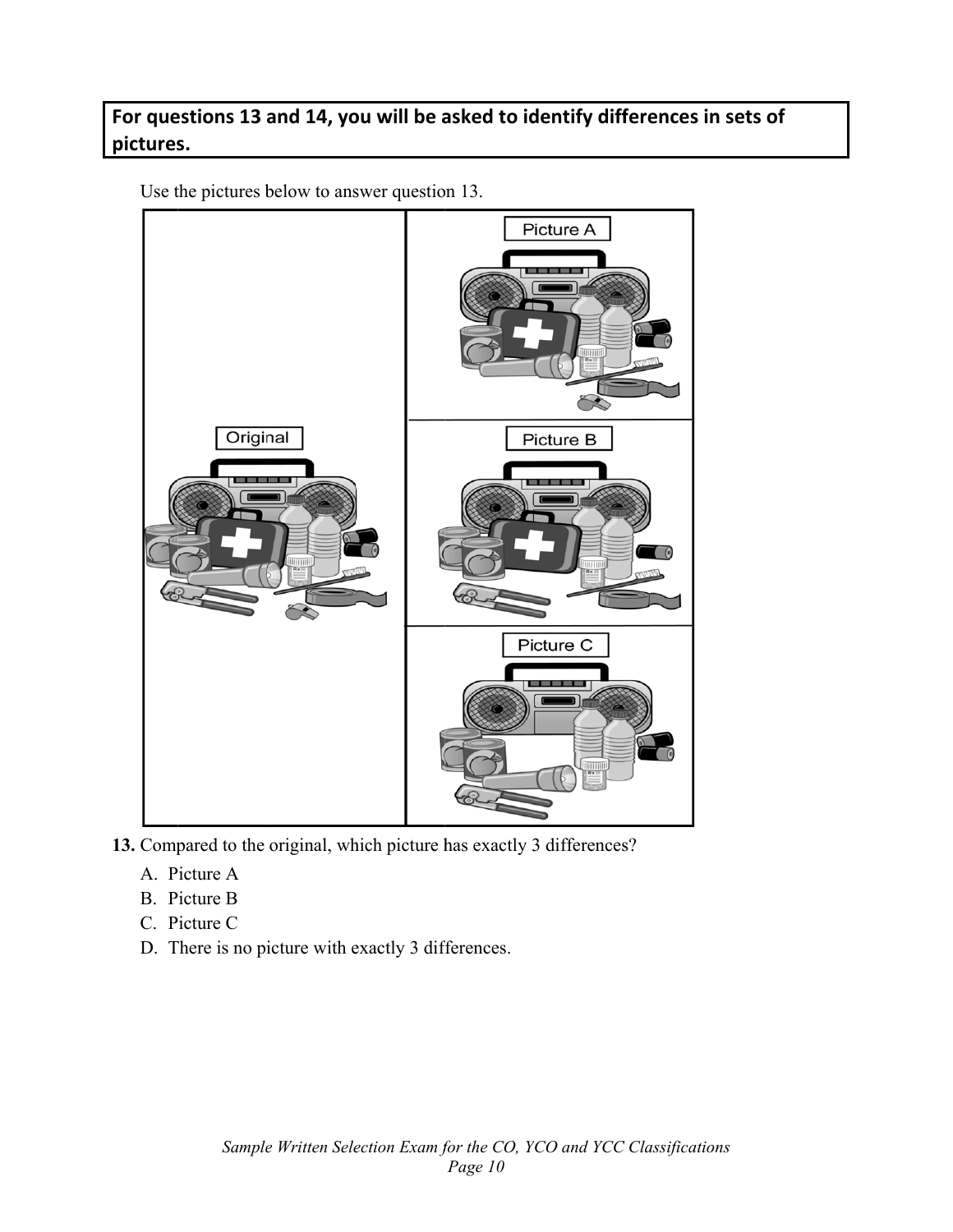**For questions 13 and 14, you will be asked to identify differences in sets of pictures.**

Use the pictures below to answer question 13.

**13.** Compared to the original, which picture has exactly 3 differences?

A. Picture A
B. Picture B
C. Picture C
D. There is no picture with exactly 3 differences.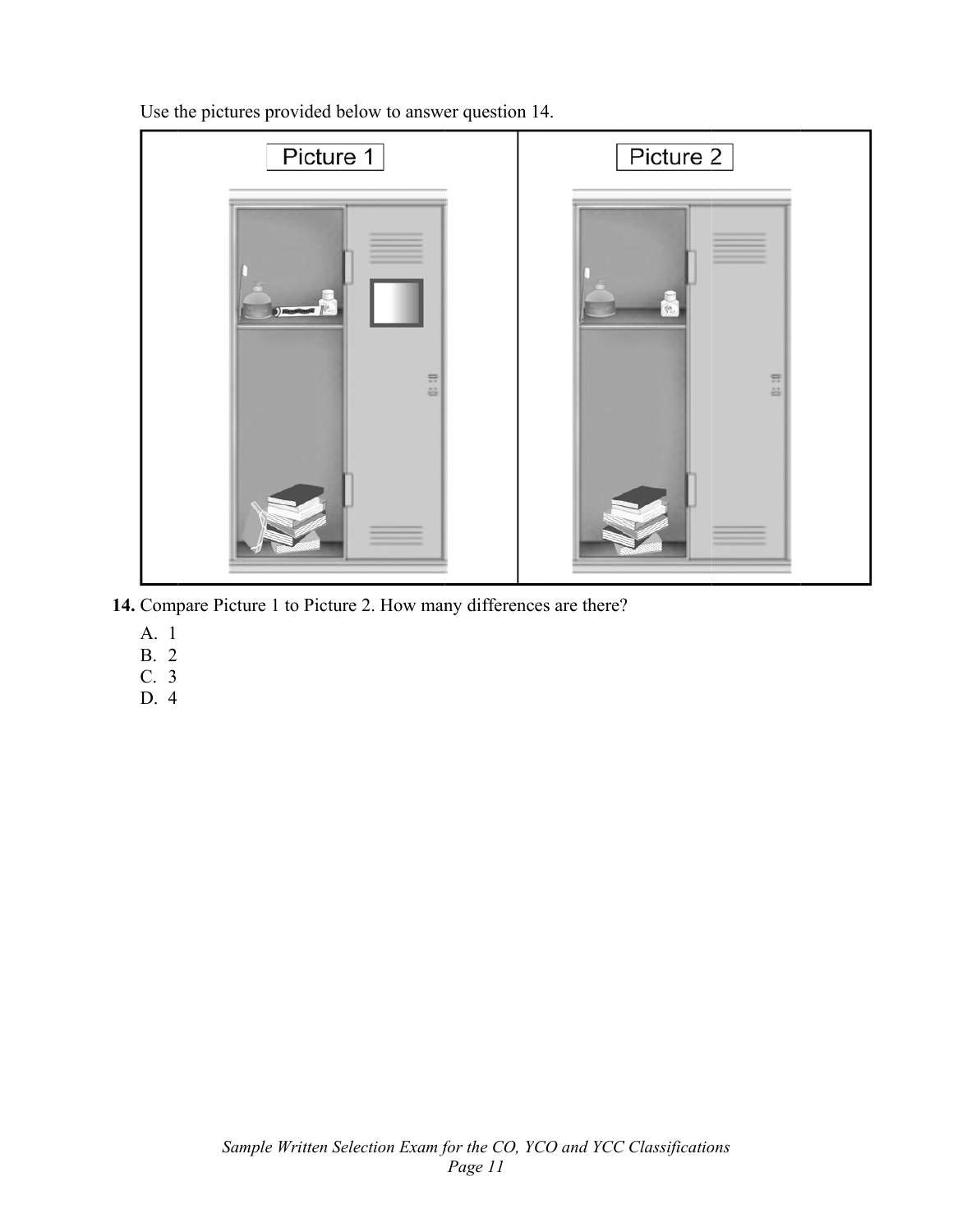Use the pictures provided below to answer question 14.

| Picture 1 | Picture 2 |
|---|---|
| | |

**14.** Compare Picture 1 to Picture 2. How many differences are there?

A. 1
B. 2
C. 3
D. 4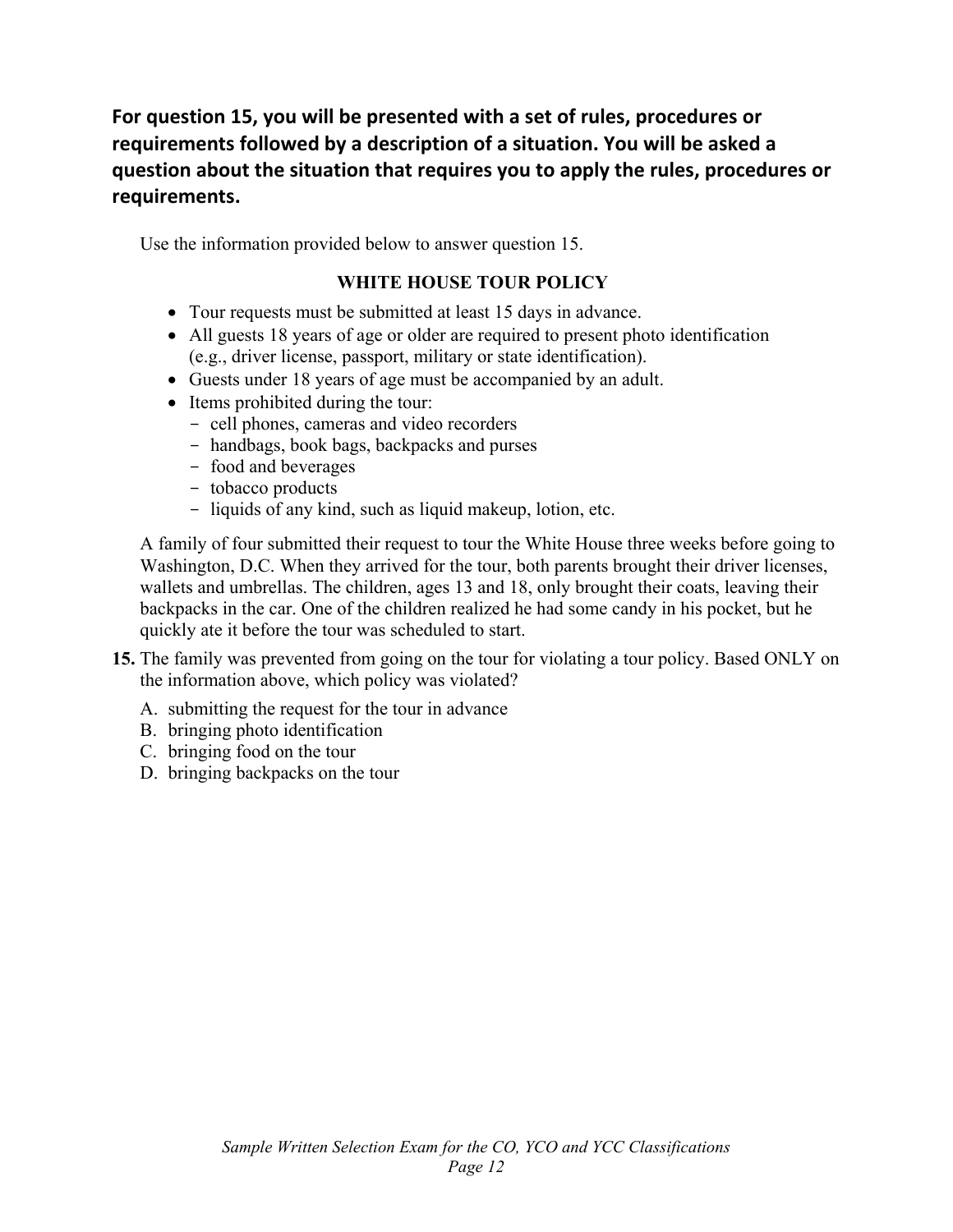**For question 15, you will be presented with a set of rules, procedures or requirements followed by a description of a situation. You will be asked a question about the situation that requires you to apply the rules, procedures or requirements.**

Use the information provided below to answer question 15.

**WHITE HOUSE TOUR POLICY**

- Tour requests must be submitted at least 15 days in advance.
- All guests 18 years of age or older are required to present photo identification (e.g., driver license, passport, military or state identification).
- Guests under 18 years of age must be accompanied by an adult.
- Items prohibited during the tour:
  - cell phones, cameras and video recorders
  - handbags, book bags, backpacks and purses
  - food and beverages
  - tobacco products
  - liquids of any kind, such as liquid makeup, lotion, etc.

A family of four submitted their request to tour the White House three weeks before going to Washington, D.C. When they arrived for the tour, both parents brought their driver licenses, wallets and umbrellas. The children, ages 13 and 18, only brought their coats, leaving their backpacks in the car. One of the children realized he had some candy in his pocket, but he quickly ate it before the tour was scheduled to start.

**15.** The family was prevented from going on the tour for violating a tour policy. Based ONLY on the information above, which policy was violated?

A. submitting the request for the tour in advance
B. bringing photo identification
C. bringing food on the tour
D. bringing backpacks on the tour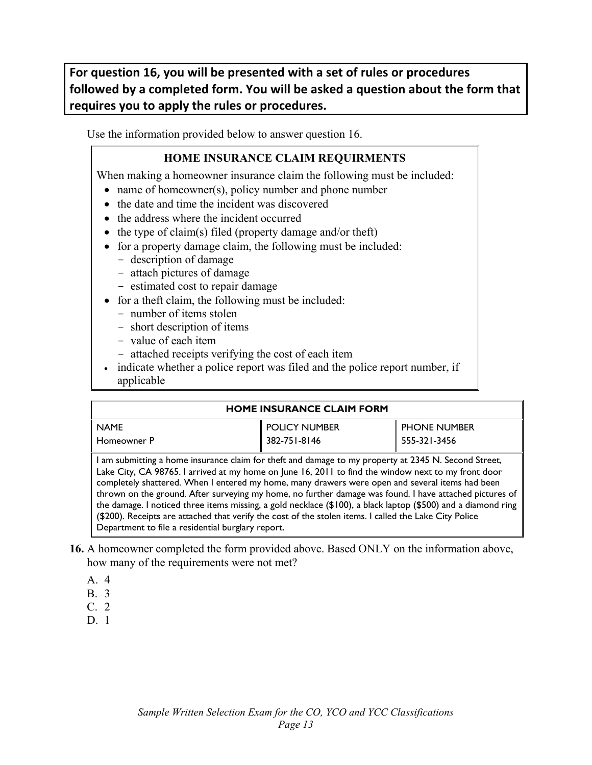**For question 16, you will be presented with a set of rules or procedures followed by a completed form. You will be asked a question about the form that requires you to apply the rules or procedures.**

Use the information provided below to answer question 16.

### HOME INSURANCE CLAIM REQUIRMENTS

When making a homeowner insurance claim the following must be included:

- name of homeowner(s), policy number and phone number
- the date and time the incident was discovered
- the address where the incident occurred
- the type of claim(s) filed (property damage and/or theft)
- for a property damage claim, the following must be included:
  - description of damage
  - attach pictures of damage
  - estimated cost to repair damage
- for a theft claim, the following must be included:
  - number of items stolen
  - short description of items
  - value of each item
  - attached receipts verifying the cost of each item
- indicate whether a police report was filed and the police report number, if applicable

| HOME INSURANCE CLAIM FORM | | |
|---|---|---|
| NAME<br>Homeowner P | POLICY NUMBER<br>382-751-8146 | PHONE NUMBER<br>555-321-3456 |
| I am submitting a home insurance claim for theft and damage to my property at 2345 N. Second Street, Lake City, CA 98765. I arrived at my home on June 16, 2011 to find the window next to my front door completely shattered. When I entered my home, many drawers were open and several items had been thrown on the ground. After surveying my home, no further damage was found. I have attached pictures of the damage. I noticed three items missing, a gold necklace ($100), a black laptop ($500) and a diamond ring ($200). Receipts are attached that verify the cost of the stolen items. I called the Lake City Police Department to file a residential burglary report. | | |

**16.** A homeowner completed the form provided above. Based ONLY on the information above, how many of the requirements were not met?

A. 4
B. 3
C. 2
D. 1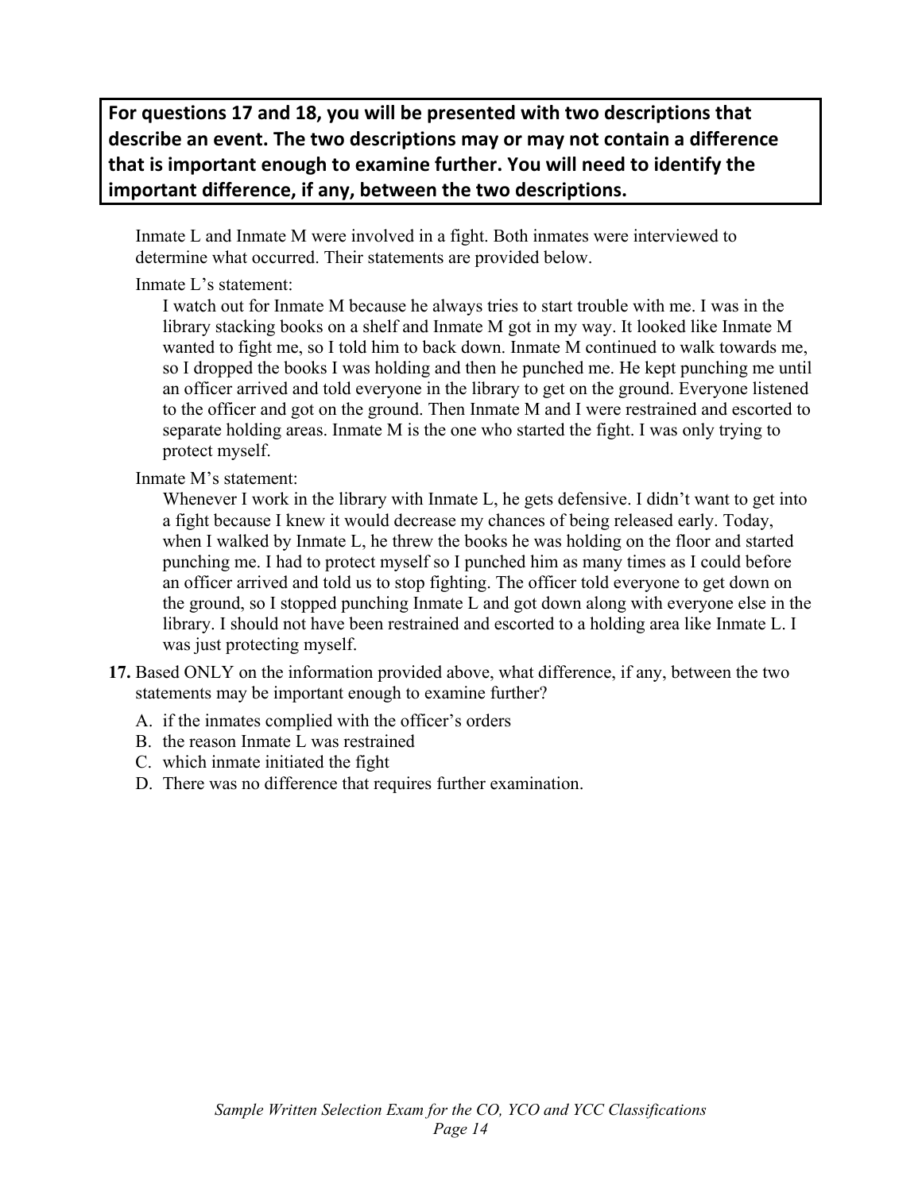**For questions 17 and 18, you will be presented with two descriptions that describe an event. The two descriptions may or may not contain a difference that is important enough to examine further. You will need to identify the important difference, if any, between the two descriptions.**

Inmate L and Inmate M were involved in a fight. Both inmates were interviewed to determine what occurred. Their statements are provided below.

Inmate L's statement:

> I watch out for Inmate M because he always tries to start trouble with me. I was in the library stacking books on a shelf and Inmate M got in my way. It looked like Inmate M wanted to fight me, so I told him to back down. Inmate M continued to walk towards me, so I dropped the books I was holding and then he punched me. He kept punching me until an officer arrived and told everyone in the library to get on the ground. Everyone listened to the officer and got on the ground. Then Inmate M and I were restrained and escorted to separate holding areas. Inmate M is the one who started the fight. I was only trying to protect myself.

Inmate M's statement:

> Whenever I work in the library with Inmate L, he gets defensive. I didn't want to get into a fight because I knew it would decrease my chances of being released early. Today, when I walked by Inmate L, he threw the books he was holding on the floor and started punching me. I had to protect myself so I punched him as many times as I could before an officer arrived and told us to stop fighting. The officer told everyone to get down on the ground, so I stopped punching Inmate L and got down along with everyone else in the library. I should not have been restrained and escorted to a holding area like Inmate L. I was just protecting myself.

**17.** Based ONLY on the information provided above, what difference, if any, between the two statements may be important enough to examine further?

A. if the inmates complied with the officer's orders
B. the reason Inmate L was restrained
C. which inmate initiated the fight
D. There was no difference that requires further examination.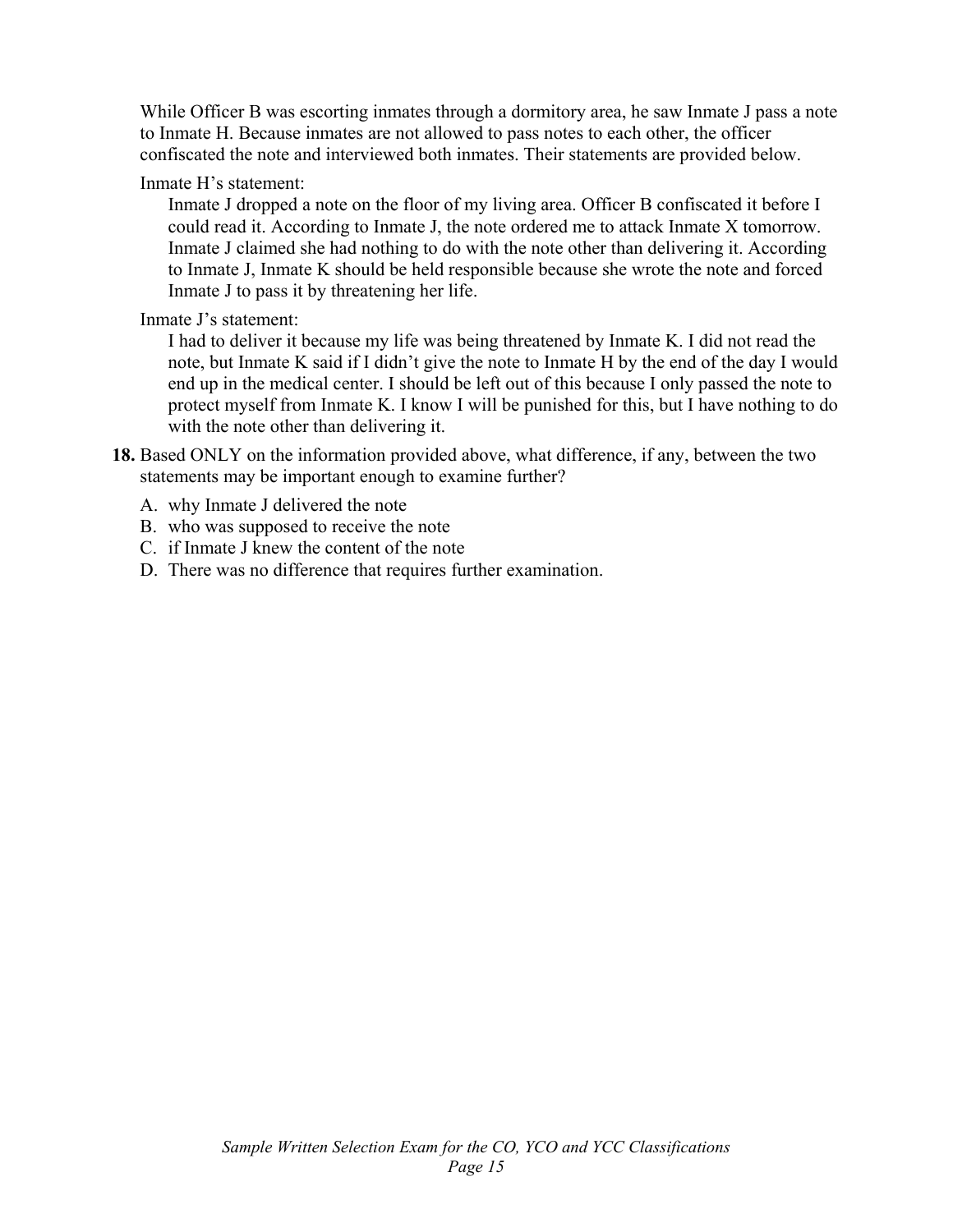While Officer B was escorting inmates through a dormitory area, he saw Inmate J pass a note to Inmate H. Because inmates are not allowed to pass notes to each other, the officer confiscated the note and interviewed both inmates. Their statements are provided below.

Inmate H's statement:

> Inmate J dropped a note on the floor of my living area. Officer B confiscated it before I could read it. According to Inmate J, the note ordered me to attack Inmate X tomorrow. Inmate J claimed she had nothing to do with the note other than delivering it. According to Inmate J, Inmate K should be held responsible because she wrote the note and forced Inmate J to pass it by threatening her life.

Inmate J's statement:

> I had to deliver it because my life was being threatened by Inmate K. I did not read the note, but Inmate K said if I didn't give the note to Inmate H by the end of the day I would end up in the medical center. I should be left out of this because I only passed the note to protect myself from Inmate K. I know I will be punished for this, but I have nothing to do with the note other than delivering it.

**18.** Based ONLY on the information provided above, what difference, if any, between the two statements may be important enough to examine further?

A. why Inmate J delivered the note
B. who was supposed to receive the note
C. if Inmate J knew the content of the note
D. There was no difference that requires further examination.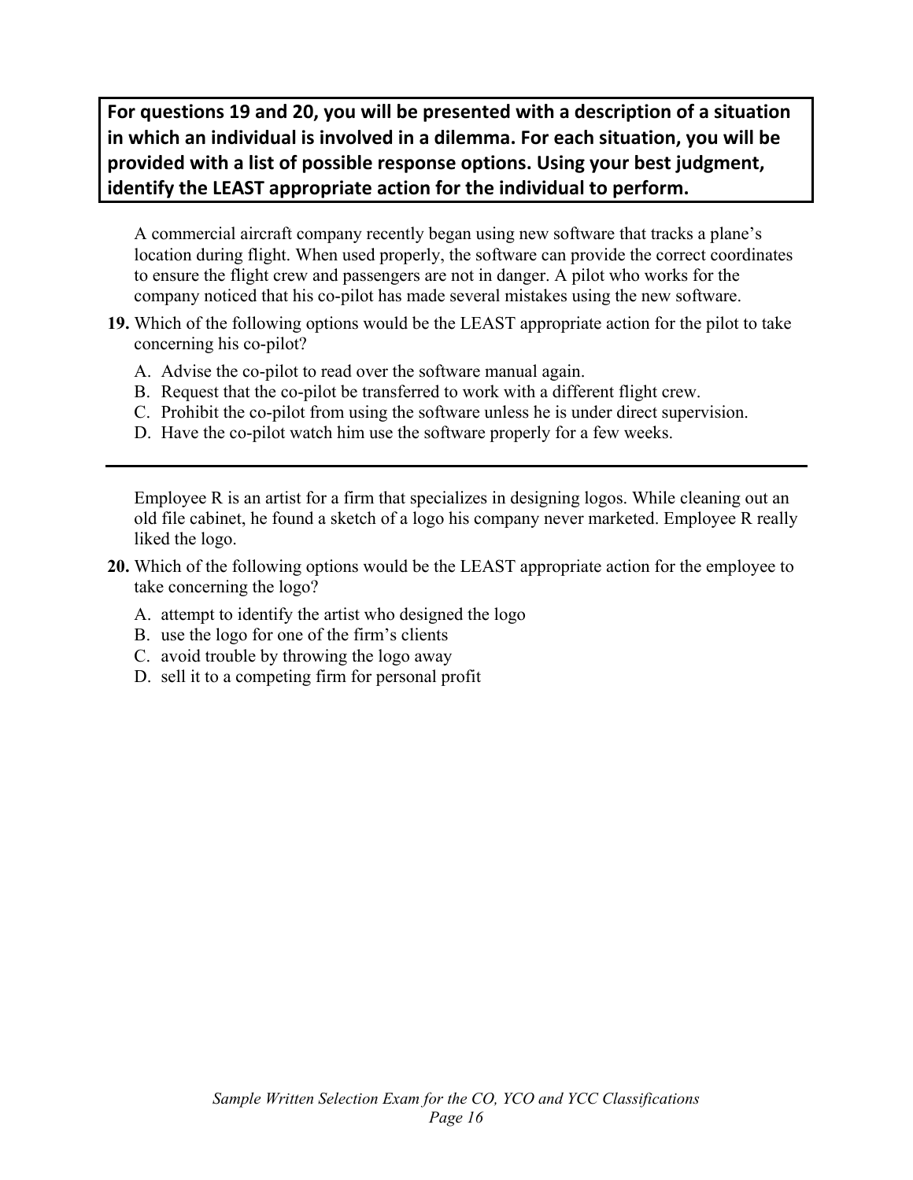**For questions 19 and 20, you will be presented with a description of a situation in which an individual is involved in a dilemma. For each situation, you will be provided with a list of possible response options. Using your best judgment, identify the LEAST appropriate action for the individual to perform.**

A commercial aircraft company recently began using new software that tracks a plane's location during flight. When used properly, the software can provide the correct coordinates to ensure the flight crew and passengers are not in danger. A pilot who works for the company noticed that his co-pilot has made several mistakes using the new software.

**19.** Which of the following options would be the LEAST appropriate action for the pilot to take concerning his co-pilot?

A. Advise the co-pilot to read over the software manual again.
B. Request that the co-pilot be transferred to work with a different flight crew.
C. Prohibit the co-pilot from using the software unless he is under direct supervision.
D. Have the co-pilot watch him use the software properly for a few weeks.

---

Employee R is an artist for a firm that specializes in designing logos. While cleaning out an old file cabinet, he found a sketch of a logo his company never marketed. Employee R really liked the logo.

**20.** Which of the following options would be the LEAST appropriate action for the employee to take concerning the logo?

A. attempt to identify the artist who designed the logo
B. use the logo for one of the firm's clients
C. avoid trouble by throwing the logo away
D. sell it to a competing firm for personal profit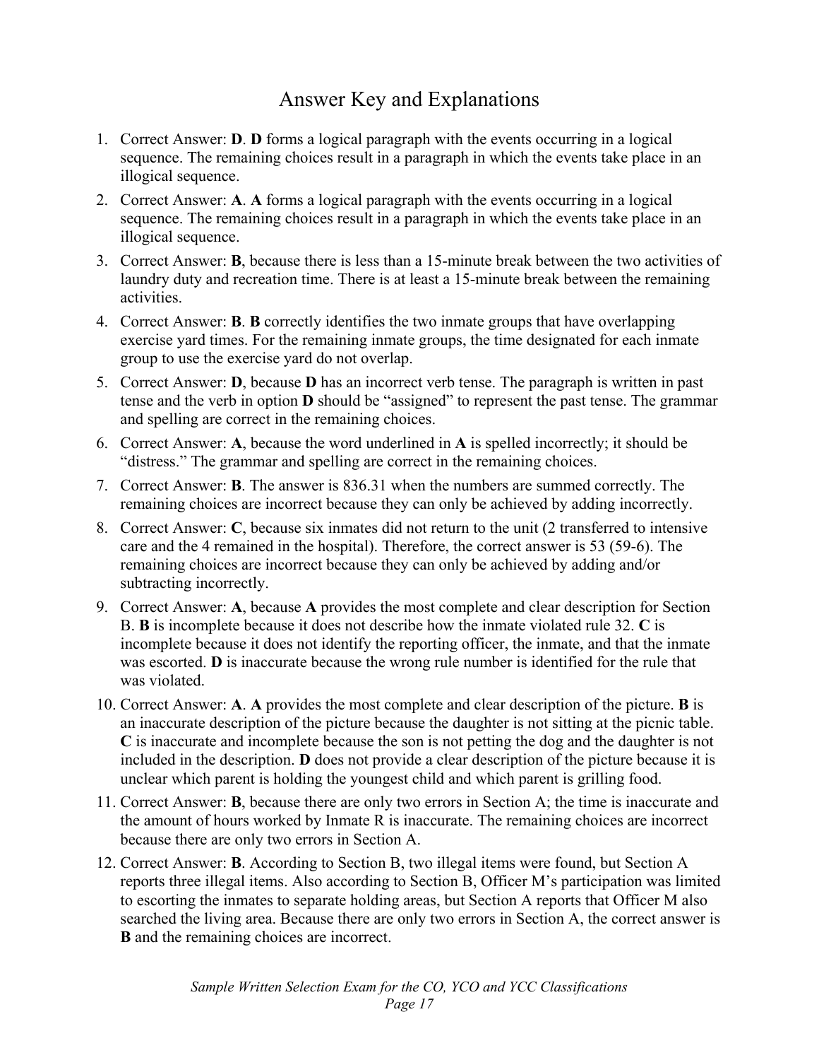# Answer Key and Explanations

1. Correct Answer: **D**. **D** forms a logical paragraph with the events occurring in a logical sequence. The remaining choices result in a paragraph in which the events take place in an illogical sequence.
2. Correct Answer: **A**. **A** forms a logical paragraph with the events occurring in a logical sequence. The remaining choices result in a paragraph in which the events take place in an illogical sequence.
3. Correct Answer: **B**, because there is less than a 15-minute break between the two activities of laundry duty and recreation time. There is at least a 15-minute break between the remaining activities.
4. Correct Answer: **B**. **B** correctly identifies the two inmate groups that have overlapping exercise yard times. For the remaining inmate groups, the time designated for each inmate group to use the exercise yard do not overlap.
5. Correct Answer: **D**, because **D** has an incorrect verb tense. The paragraph is written in past tense and the verb in option **D** should be "assigned" to represent the past tense. The grammar and spelling are correct in the remaining choices.
6. Correct Answer: **A**, because the word underlined in **A** is spelled incorrectly; it should be "distress." The grammar and spelling are correct in the remaining choices.
7. Correct Answer: **B**. The answer is 836.31 when the numbers are summed correctly. The remaining choices are incorrect because they can only be achieved by adding incorrectly.
8. Correct Answer: **C**, because six inmates did not return to the unit (2 transferred to intensive care and the 4 remained in the hospital). Therefore, the correct answer is 53 (59-6). The remaining choices are incorrect because they can only be achieved by adding and/or subtracting incorrectly.
9. Correct Answer: **A**, because **A** provides the most complete and clear description for Section B. **B** is incomplete because it does not describe how the inmate violated rule 32. **C** is incomplete because it does not identify the reporting officer, the inmate, and that the inmate was escorted. **D** is inaccurate because the wrong rule number is identified for the rule that was violated.
10. Correct Answer: **A**. **A** provides the most complete and clear description of the picture. **B** is an inaccurate description of the picture because the daughter is not sitting at the picnic table. **C** is inaccurate and incomplete because the son is not petting the dog and the daughter is not included in the description. **D** does not provide a clear description of the picture because it is unclear which parent is holding the youngest child and which parent is grilling food.
11. Correct Answer: **B**, because there are only two errors in Section A; the time is inaccurate and the amount of hours worked by Inmate R is inaccurate. The remaining choices are incorrect because there are only two errors in Section A.
12. Correct Answer: **B**. According to Section B, two illegal items were found, but Section A reports three illegal items. Also according to Section B, Officer M's participation was limited to escorting the inmates to separate holding areas, but Section A reports that Officer M also searched the living area. Because there are only two errors in Section A, the correct answer is **B** and the remaining choices are incorrect.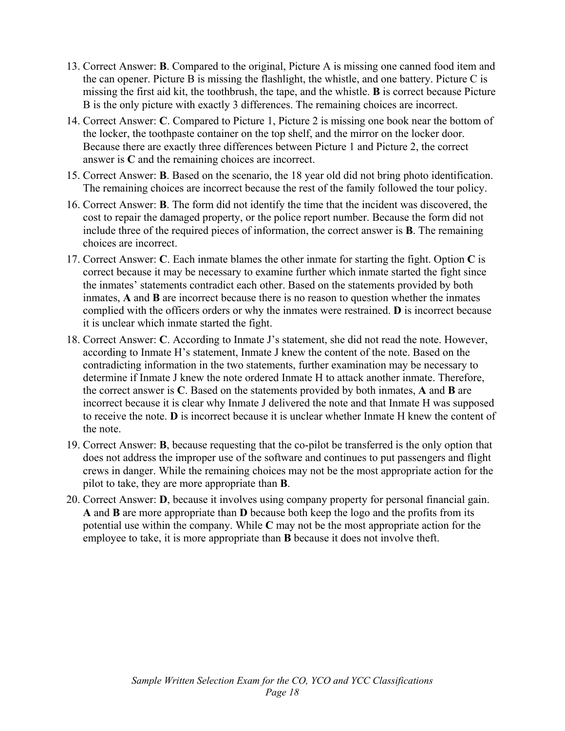13. Correct Answer: **B**. Compared to the original, Picture A is missing one canned food item and the can opener. Picture B is missing the flashlight, the whistle, and one battery. Picture C is missing the first aid kit, the toothbrush, the tape, and the whistle. **B** is correct because Picture B is the only picture with exactly 3 differences. The remaining choices are incorrect.
14. Correct Answer: **C**. Compared to Picture 1, Picture 2 is missing one book near the bottom of the locker, the toothpaste container on the top shelf, and the mirror on the locker door. Because there are exactly three differences between Picture 1 and Picture 2, the correct answer is **C** and the remaining choices are incorrect.
15. Correct Answer: **B**. Based on the scenario, the 18 year old did not bring photo identification. The remaining choices are incorrect because the rest of the family followed the tour policy.
16. Correct Answer: **B**. The form did not identify the time that the incident was discovered, the cost to repair the damaged property, or the police report number. Because the form did not include three of the required pieces of information, the correct answer is **B**. The remaining choices are incorrect.
17. Correct Answer: **C**. Each inmate blames the other inmate for starting the fight. Option **C** is correct because it may be necessary to examine further which inmate started the fight since the inmates' statements contradict each other. Based on the statements provided by both inmates, **A** and **B** are incorrect because there is no reason to question whether the inmates complied with the officers orders or why the inmates were restrained. **D** is incorrect because it is unclear which inmate started the fight.
18. Correct Answer: **C**. According to Inmate J's statement, she did not read the note. However, according to Inmate H's statement, Inmate J knew the content of the note. Based on the contradicting information in the two statements, further examination may be necessary to determine if Inmate J knew the note ordered Inmate H to attack another inmate. Therefore, the correct answer is **C**. Based on the statements provided by both inmates, **A** and **B** are incorrect because it is clear why Inmate J delivered the note and that Inmate H was supposed to receive the note. **D** is incorrect because it is unclear whether Inmate H knew the content of the note.
19. Correct Answer: **B**, because requesting that the co-pilot be transferred is the only option that does not address the improper use of the software and continues to put passengers and flight crews in danger. While the remaining choices may not be the most appropriate action for the pilot to take, they are more appropriate than **B**.
20. Correct Answer: **D**, because it involves using company property for personal financial gain. **A** and **B** are more appropriate than **D** because both keep the logo and the profits from its potential use within the company. While **C** may not be the most appropriate action for the employee to take, it is more appropriate than **B** because it does not involve theft.